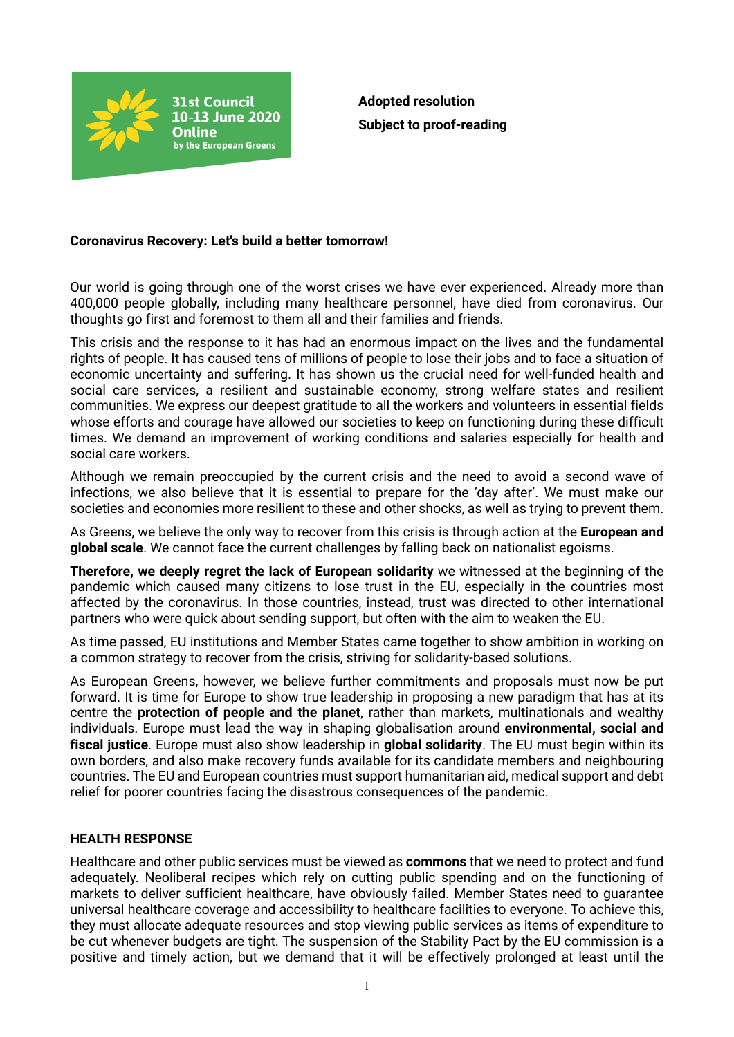31st Council
10-13 June 2020
Online
by the European Greens

**Adopted resolution**

**Subject to proof-reading**

## Coronavirus Recovery: Let's build a better tomorrow!

Our world is going through one of the worst crises we have ever experienced. Already more than 400,000 people globally, including many healthcare personnel, have died from coronavirus. Our thoughts go first and foremost to them all and their families and friends.

This crisis and the response to it has had an enormous impact on the lives and the fundamental rights of people. It has caused tens of millions of people to lose their jobs and to face a situation of economic uncertainty and suffering. It has shown us the crucial need for well-funded health and social care services, a resilient and sustainable economy, strong welfare states and resilient communities. We express our deepest gratitude to all the workers and volunteers in essential fields whose efforts and courage have allowed our societies to keep on functioning during these difficult times. We demand an improvement of working conditions and salaries especially for health and social care workers.

Although we remain preoccupied by the current crisis and the need to avoid a second wave of infections, we also believe that it is essential to prepare for the 'day after'. We must make our societies and economies more resilient to these and other shocks, as well as trying to prevent them.

As Greens, we believe the only way to recover from this crisis is through action at the **European and global scale**. We cannot face the current challenges by falling back on nationalist egoisms.

**Therefore, we deeply regret the lack of European solidarity** we witnessed at the beginning of the pandemic which caused many citizens to lose trust in the EU, especially in the countries most affected by the coronavirus. In those countries, instead, trust was directed to other international partners who were quick about sending support, but often with the aim to weaken the EU.

As time passed, EU institutions and Member States came together to show ambition in working on a common strategy to recover from the crisis, striving for solidarity-based solutions.

As European Greens, however, we believe further commitments and proposals must now be put forward. It is time for Europe to show true leadership in proposing a new paradigm that has at its centre the **protection of people and the planet**, rather than markets, multinationals and wealthy individuals. Europe must lead the way in shaping globalisation around **environmental, social and fiscal justice**. Europe must also show leadership in **global solidarity**. The EU must begin within its own borders, and also make recovery funds available for its candidate members and neighbouring countries. The EU and European countries must support humanitarian aid, medical support and debt relief for poorer countries facing the disastrous consequences of the pandemic.

### HEALTH RESPONSE

Healthcare and other public services must be viewed as **commons** that we need to protect and fund adequately. Neoliberal recipes which rely on cutting public spending and on the functioning of markets to deliver sufficient healthcare, have obviously failed. Member States need to guarantee universal healthcare coverage and accessibility to healthcare facilities to everyone. To achieve this, they must allocate adequate resources and stop viewing public services as items of expenditure to be cut whenever budgets are tight. The suspension of the Stability Pact by the EU commission is a positive and timely action, but we demand that it will be effectively prolonged at least until the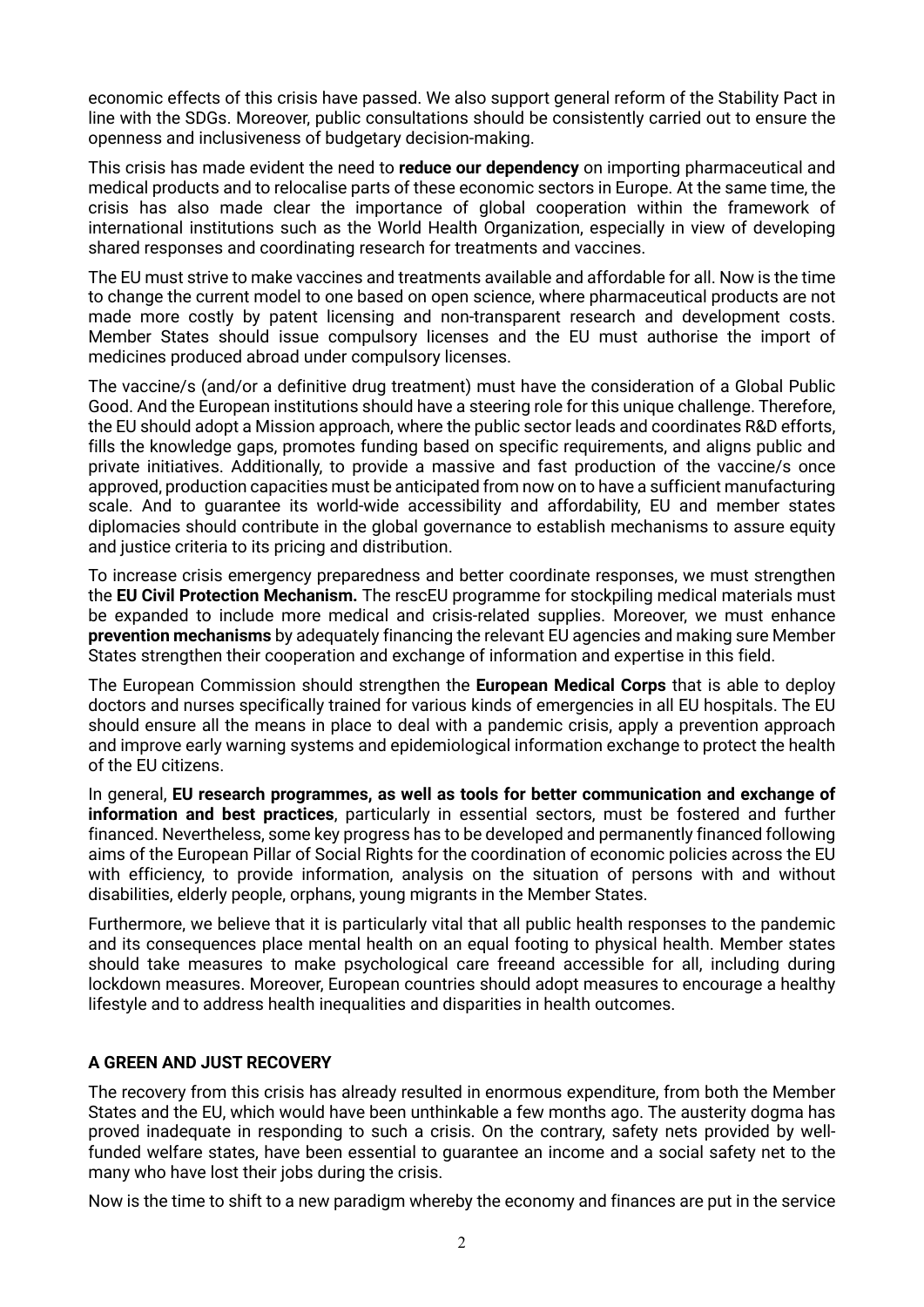economic effects of this crisis have passed. We also support general reform of the Stability Pact in line with the SDGs. Moreover, public consultations should be consistently carried out to ensure the openness and inclusiveness of budgetary decision-making.

This crisis has made evident the need to **reduce our dependency** on importing pharmaceutical and medical products and to relocalise parts of these economic sectors in Europe. At the same time, the crisis has also made clear the importance of global cooperation within the framework of international institutions such as the World Health Organization, especially in view of developing shared responses and coordinating research for treatments and vaccines.

The EU must strive to make vaccines and treatments available and affordable for all. Now is the time to change the current model to one based on open science, where pharmaceutical products are not made more costly by patent licensing and non-transparent research and development costs. Member States should issue compulsory licenses and the EU must authorise the import of medicines produced abroad under compulsory licenses.

The vaccine/s (and/or a definitive drug treatment) must have the consideration of a Global Public Good. And the European institutions should have a steering role for this unique challenge. Therefore, the EU should adopt a Mission approach, where the public sector leads and coordinates R&D efforts, fills the knowledge gaps, promotes funding based on specific requirements, and aligns public and private initiatives. Additionally, to provide a massive and fast production of the vaccine/s once approved, production capacities must be anticipated from now on to have a sufficient manufacturing scale. And to guarantee its world-wide accessibility and affordability, EU and member states diplomacies should contribute in the global governance to establish mechanisms to assure equity and justice criteria to its pricing and distribution.

To increase crisis emergency preparedness and better coordinate responses, we must strengthen the **EU Civil Protection Mechanism.** The rescEU programme for stockpiling medical materials must be expanded to include more medical and crisis-related supplies. Moreover, we must enhance **prevention mechanisms** by adequately financing the relevant EU agencies and making sure Member States strengthen their cooperation and exchange of information and expertise in this field.

The European Commission should strengthen the **European Medical Corps** that is able to deploy doctors and nurses specifically trained for various kinds of emergencies in all EU hospitals. The EU should ensure all the means in place to deal with a pandemic crisis, apply a prevention approach and improve early warning systems and epidemiological information exchange to protect the health of the EU citizens.

In general, **EU research programmes, as well as tools for better communication and exchange of information and best practices**, particularly in essential sectors, must be fostered and further financed. Nevertheless, some key progress has to be developed and permanently financed following aims of the European Pillar of Social Rights for the coordination of economic policies across the EU with efficiency, to provide information, analysis on the situation of persons with and without disabilities, elderly people, orphans, young migrants in the Member States.

Furthermore, we believe that it is particularly vital that all public health responses to the pandemic and its consequences place mental health on an equal footing to physical health. Member states should take measures to make psychological care freeand accessible for all, including during lockdown measures. Moreover, European countries should adopt measures to encourage a healthy lifestyle and to address health inequalities and disparities in health outcomes.

## A GREEN AND JUST RECOVERY

The recovery from this crisis has already resulted in enormous expenditure, from both the Member States and the EU, which would have been unthinkable a few months ago. The austerity dogma has proved inadequate in responding to such a crisis. On the contrary, safety nets provided by well-funded welfare states, have been essential to guarantee an income and a social safety net to the many who have lost their jobs during the crisis.

Now is the time to shift to a new paradigm whereby the economy and finances are put in the service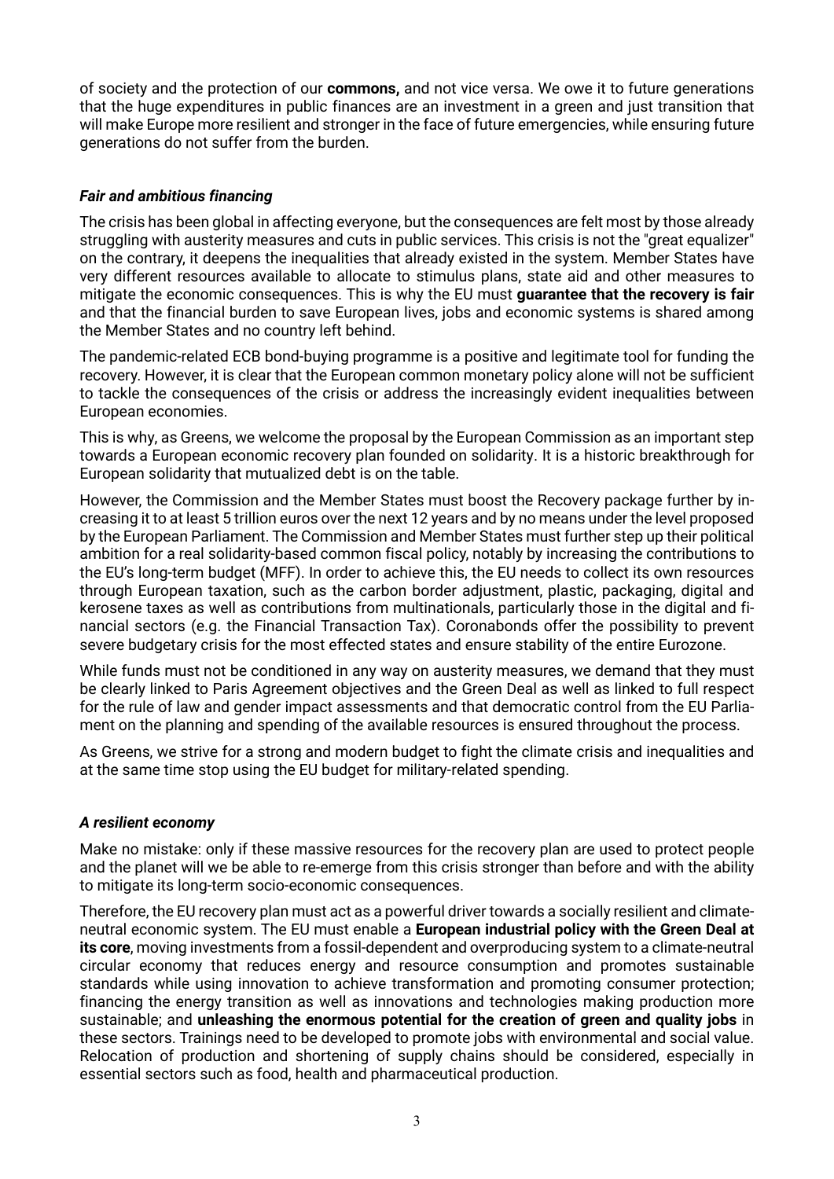of society and the protection of our **commons,** and not vice versa. We owe it to future generations that the huge expenditures in public finances are an investment in a green and just transition that will make Europe more resilient and stronger in the face of future emergencies, while ensuring future generations do not suffer from the burden.

### *Fair and ambitious financing*

The crisis has been global in affecting everyone, but the consequences are felt most by those already struggling with austerity measures and cuts in public services. This crisis is not the "great equalizer" on the contrary, it deepens the inequalities that already existed in the system. Member States have very different resources available to allocate to stimulus plans, state aid and other measures to mitigate the economic consequences. This is why the EU must **guarantee that the recovery is fair** and that the financial burden to save European lives, jobs and economic systems is shared among the Member States and no country left behind.

The pandemic-related ECB bond-buying programme is a positive and legitimate tool for funding the recovery. However, it is clear that the European common monetary policy alone will not be sufficient to tackle the consequences of the crisis or address the increasingly evident inequalities between European economies.

This is why, as Greens, we welcome the proposal by the European Commission as an important step towards a European economic recovery plan founded on solidarity. It is a historic breakthrough for European solidarity that mutualized debt is on the table.

However, the Commission and the Member States must boost the Recovery package further by increasing it to at least 5 trillion euros over the next 12 years and by no means under the level proposed by the European Parliament. The Commission and Member States must further step up their political ambition for a real solidarity-based common fiscal policy, notably by increasing the contributions to the EU's long-term budget (MFF). In order to achieve this, the EU needs to collect its own resources through European taxation, such as the carbon border adjustment, plastic, packaging, digital and kerosene taxes as well as contributions from multinationals, particularly those in the digital and financial sectors (e.g. the Financial Transaction Tax). Coronabonds offer the possibility to prevent severe budgetary crisis for the most effected states and ensure stability of the entire Eurozone.

While funds must not be conditioned in any way on austerity measures, we demand that they must be clearly linked to Paris Agreement objectives and the Green Deal as well as linked to full respect for the rule of law and gender impact assessments and that democratic control from the EU Parliament on the planning and spending of the available resources is ensured throughout the process.

As Greens, we strive for a strong and modern budget to fight the climate crisis and inequalities and at the same time stop using the EU budget for military-related spending.

### *A resilient economy*

Make no mistake: only if these massive resources for the recovery plan are used to protect people and the planet will we be able to re-emerge from this crisis stronger than before and with the ability to mitigate its long-term socio-economic consequences.

Therefore, the EU recovery plan must act as a powerful driver towards a socially resilient and climate-neutral economic system. The EU must enable a **European industrial policy with the Green Deal at its core**, moving investments from a fossil-dependent and overproducing system to a climate-neutral circular economy that reduces energy and resource consumption and promotes sustainable standards while using innovation to achieve transformation and promoting consumer protection; financing the energy transition as well as innovations and technologies making production more sustainable; and **unleashing the enormous potential for the creation of green and quality jobs** in these sectors. Trainings need to be developed to promote jobs with environmental and social value. Relocation of production and shortening of supply chains should be considered, especially in essential sectors such as food, health and pharmaceutical production.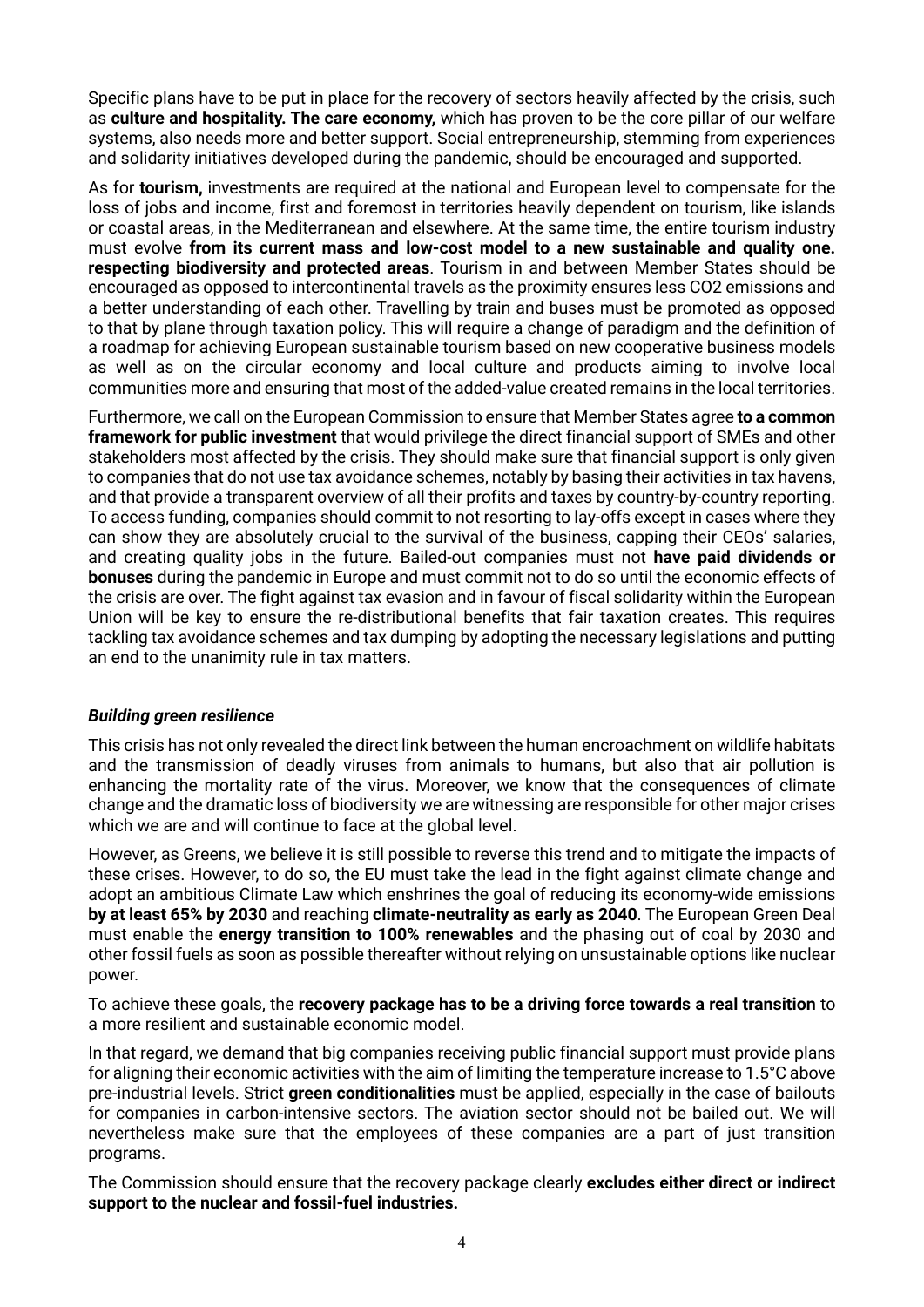Specific plans have to be put in place for the recovery of sectors heavily affected by the crisis, such as **culture and hospitality. The care economy,** which has proven to be the core pillar of our welfare systems, also needs more and better support. Social entrepreneurship, stemming from experiences and solidarity initiatives developed during the pandemic, should be encouraged and supported.

As for **tourism,** investments are required at the national and European level to compensate for the loss of jobs and income, first and foremost in territories heavily dependent on tourism, like islands or coastal areas, in the Mediterranean and elsewhere. At the same time, the entire tourism industry must evolve **from its current mass and low-cost model to a new sustainable and quality one. respecting biodiversity and protected areas**. Tourism in and between Member States should be encouraged as opposed to intercontinental travels as the proximity ensures less $CO_2$ emissions and a better understanding of each other. Travelling by train and buses must be promoted as opposed to that by plane through taxation policy. This will require a change of paradigm and the definition of a roadmap for achieving European sustainable tourism based on new cooperative business models as well as on the circular economy and local culture and products aiming to involve local communities more and ensuring that most of the added-value created remains in the local territories.

Furthermore, we call on the European Commission to ensure that Member States agree **to a common framework for public investment** that would privilege the direct financial support of SMEs and other stakeholders most affected by the crisis. They should make sure that financial support is only given to companies that do not use tax avoidance schemes, notably by basing their activities in tax havens, and that provide a transparent overview of all their profits and taxes by country-by-country reporting. To access funding, companies should commit to not resorting to lay-offs except in cases where they can show they are absolutely crucial to the survival of the business, capping their CEOs' salaries, and creating quality jobs in the future. Bailed-out companies must not **have paid dividends or bonuses** during the pandemic in Europe and must commit not to do so until the economic effects of the crisis are over. The fight against tax evasion and in favour of fiscal solidarity within the European Union will be key to ensure the re-distributional benefits that fair taxation creates. This requires tackling tax avoidance schemes and tax dumping by adopting the necessary legislations and putting an end to the unanimity rule in tax matters.

### *Building green resilience*

This crisis has not only revealed the direct link between the human encroachment on wildlife habitats and the transmission of deadly viruses from animals to humans, but also that air pollution is enhancing the mortality rate of the virus. Moreover, we know that the consequences of climate change and the dramatic loss of biodiversity we are witnessing are responsible for other major crises which we are and will continue to face at the global level.

However, as Greens, we believe it is still possible to reverse this trend and to mitigate the impacts of these crises. However, to do so, the EU must take the lead in the fight against climate change and adopt an ambitious Climate Law which enshrines the goal of reducing its economy-wide emissions **by at least 65% by 2030** and reaching **climate-neutrality as early as 2040**. The European Green Deal must enable the **energy transition to 100% renewables** and the phasing out of coal by 2030 and other fossil fuels as soon as possible thereafter without relying on unsustainable options like nuclear power.

To achieve these goals, the **recovery package has to be a driving force towards a real transition** to a more resilient and sustainable economic model.

In that regard, we demand that big companies receiving public financial support must provide plans for aligning their economic activities with the aim of limiting the temperature increase to 1.5°C above pre-industrial levels. Strict **green conditionalities** must be applied, especially in the case of bailouts for companies in carbon-intensive sectors. The aviation sector should not be bailed out. We will nevertheless make sure that the employees of these companies are a part of just transition programs.

The Commission should ensure that the recovery package clearly **excludes either direct or indirect support to the nuclear and fossil-fuel industries.**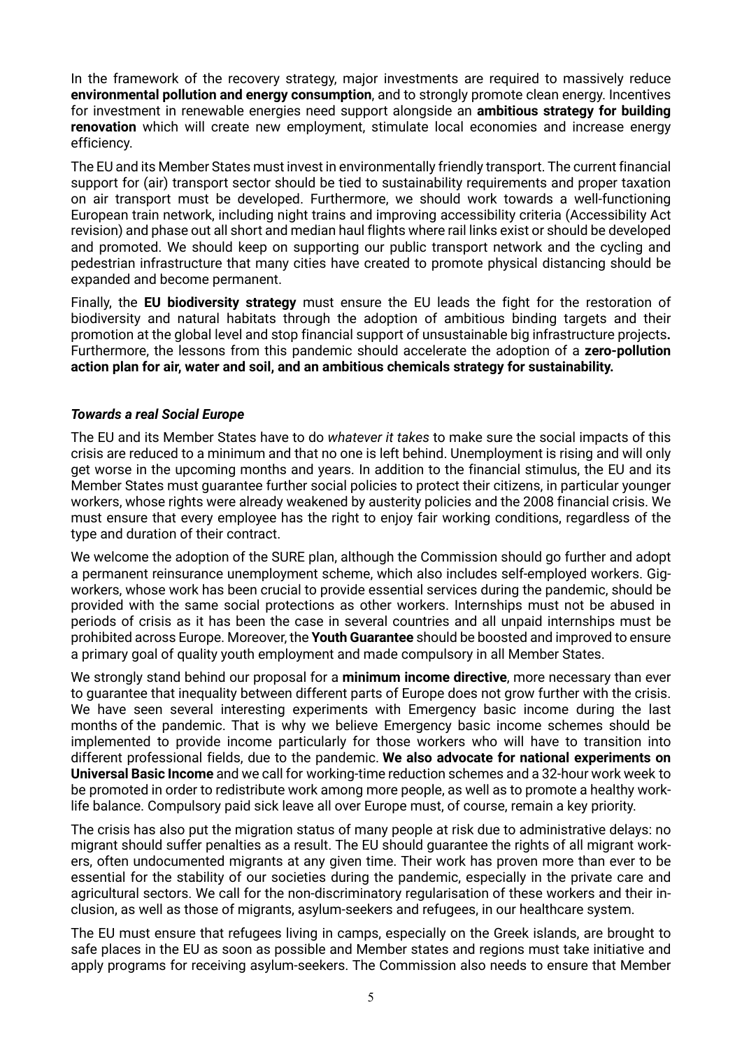In the framework of the recovery strategy, major investments are required to massively reduce **environmental pollution and energy consumption**, and to strongly promote clean energy. Incentives for investment in renewable energies need support alongside an **ambitious strategy for building renovation** which will create new employment, stimulate local economies and increase energy efficiency.

The EU and its Member States must invest in environmentally friendly transport. The current financial support for (air) transport sector should be tied to sustainability requirements and proper taxation on air transport must be developed. Furthermore, we should work towards a well-functioning European train network, including night trains and improving accessibility criteria (Accessibility Act revision) and phase out all short and median haul flights where rail links exist or should be developed and promoted. We should keep on supporting our public transport network and the cycling and pedestrian infrastructure that many cities have created to promote physical distancing should be expanded and become permanent.

Finally, the **EU biodiversity strategy** must ensure the EU leads the fight for the restoration of biodiversity and natural habitats through the adoption of ambitious binding targets and their promotion at the global level and stop financial support of unsustainable big infrastructure projects**.** Furthermore, the lessons from this pandemic should accelerate the adoption of a **zero-pollution action plan for air, water and soil, and an ambitious chemicals strategy for sustainability.**

### *Towards a real Social Europe*

The EU and its Member States have to do *whatever it takes* to make sure the social impacts of this crisis are reduced to a minimum and that no one is left behind. Unemployment is rising and will only get worse in the upcoming months and years. In addition to the financial stimulus, the EU and its Member States must guarantee further social policies to protect their citizens, in particular younger workers, whose rights were already weakened by austerity policies and the 2008 financial crisis. We must ensure that every employee has the right to enjoy fair working conditions, regardless of the type and duration of their contract.

We welcome the adoption of the SURE plan, although the Commission should go further and adopt a permanent reinsurance unemployment scheme, which also includes self-employed workers. Gig-workers, whose work has been crucial to provide essential services during the pandemic, should be provided with the same social protections as other workers. Internships must not be abused in periods of crisis as it has been the case in several countries and all unpaid internships must be prohibited across Europe. Moreover, the **Youth Guarantee** should be boosted and improved to ensure a primary goal of quality youth employment and made compulsory in all Member States.

We strongly stand behind our proposal for a **minimum income directive**, more necessary than ever to guarantee that inequality between different parts of Europe does not grow further with the crisis. We have seen several interesting experiments with Emergency basic income during the last months of the pandemic. That is why we believe Emergency basic income schemes should be implemented to provide income particularly for those workers who will have to transition into different professional fields, due to the pandemic. **We also advocate for national experiments on Universal Basic Income** and we call for working-time reduction schemes and a 32-hour work week to be promoted in order to redistribute work among more people, as well as to promote a healthy work-life balance. Compulsory paid sick leave all over Europe must, of course, remain a key priority.

The crisis has also put the migration status of many people at risk due to administrative delays: no migrant should suffer penalties as a result. The EU should guarantee the rights of all migrant workers, often undocumented migrants at any given time. Their work has proven more than ever to be essential for the stability of our societies during the pandemic, especially in the private care and agricultural sectors. We call for the non-discriminatory regularisation of these workers and their inclusion, as well as those of migrants, asylum-seekers and refugees, in our healthcare system.

The EU must ensure that refugees living in camps, especially on the Greek islands, are brought to safe places in the EU as soon as possible and Member states and regions must take initiative and apply programs for receiving asylum-seekers. The Commission also needs to ensure that Member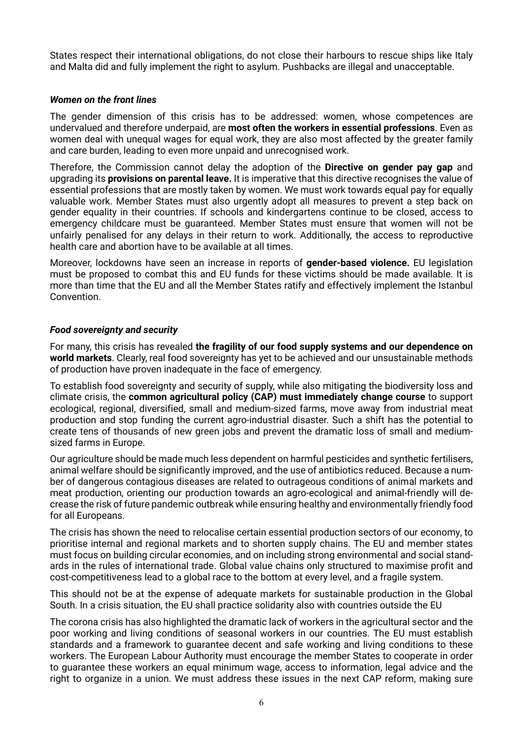States respect their international obligations, do not close their harbours to rescue ships like Italy and Malta did and fully implement the right to asylum. Pushbacks are illegal and unacceptable.

### *Women on the front lines*

The gender dimension of this crisis has to be addressed: women, whose competences are undervalued and therefore underpaid, are **most often the workers in essential professions**. Even as women deal with unequal wages for equal work, they are also most affected by the greater family and care burden, leading to even more unpaid and unrecognised work.

Therefore, the Commission cannot delay the adoption of the **Directive on gender pay gap** and upgrading its **provisions on parental leave.** It is imperative that this directive recognises the value of essential professions that are mostly taken by women. We must work towards equal pay for equally valuable work. Member States must also urgently adopt all measures to prevent a step back on gender equality in their countries. If schools and kindergartens continue to be closed, access to emergency childcare must be guaranteed. Member States must ensure that women will not be unfairly penalised for any delays in their return to work. Additionally, the access to reproductive health care and abortion have to be available at all times.

Moreover, lockdowns have seen an increase in reports of **gender-based violence.** EU legislation must be proposed to combat this and EU funds for these victims should be made available. It is more than time that the EU and all the Member States ratify and effectively implement the Istanbul Convention.

### *Food sovereignty and security*

For many, this crisis has revealed **the fragility of our food supply systems and our dependence on world markets**. Clearly, real food sovereignty has yet to be achieved and our unsustainable methods of production have proven inadequate in the face of emergency.

To establish food sovereignty and security of supply, while also mitigating the biodiversity loss and climate crisis, the **common agricultural policy (CAP) must immediately change course** to support ecological, regional, diversified, small and medium-sized farms, move away from industrial meat production and stop funding the current agro-industrial disaster. Such a shift has the potential to create tens of thousands of new green jobs and prevent the dramatic loss of small and medium-sized farms in Europe.

Our agriculture should be made much less dependent on harmful pesticides and synthetic fertilisers, animal welfare should be significantly improved, and the use of antibiotics reduced. Because a number of dangerous contagious diseases are related to outrageous conditions of animal markets and meat production, orienting our production towards an agro-ecological and animal-friendly will decrease the risk of future pandemic outbreak while ensuring healthy and environmentally friendly food for all Europeans.

The crisis has shown the need to relocalise certain essential production sectors of our economy, to prioritise internal and regional markets and to shorten supply chains. The EU and member states must focus on building circular economies, and on including strong environmental and social standards in the rules of international trade. Global value chains only structured to maximise profit and cost-competitiveness lead to a global race to the bottom at every level, and a fragile system.

This should not be at the expense of adequate markets for sustainable production in the Global South. In a crisis situation, the EU shall practice solidarity also with countries outside the EU

The corona crisis has also highlighted the dramatic lack of workers in the agricultural sector and the poor working and living conditions of seasonal workers in our countries. The EU must establish standards and a framework to guarantee decent and safe working and living conditions to these workers. The European Labour Authority must encourage the member States to cooperate in order to guarantee these workers an equal minimum wage, access to information, legal advice and the right to organize in a union. We must address these issues in the next CAP reform, making sure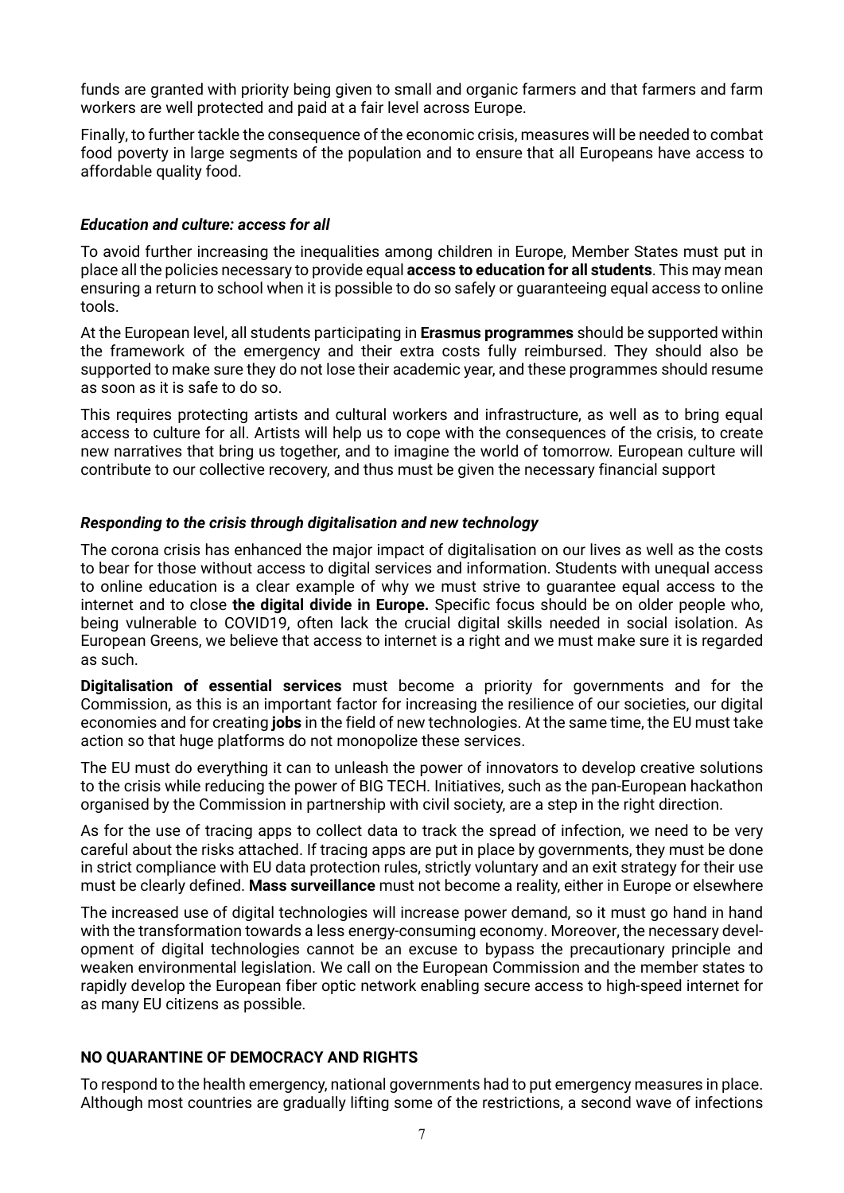funds are granted with priority being given to small and organic farmers and that farmers and farm workers are well protected and paid at a fair level across Europe.

Finally, to further tackle the consequence of the economic crisis, measures will be needed to combat food poverty in large segments of the population and to ensure that all Europeans have access to affordable quality food.

### *Education and culture: access for all*

To avoid further increasing the inequalities among children in Europe, Member States must put in place all the policies necessary to provide equal **access to education for all students**. This may mean ensuring a return to school when it is possible to do so safely or guaranteeing equal access to online tools.

At the European level, all students participating in **Erasmus programmes** should be supported within the framework of the emergency and their extra costs fully reimbursed. They should also be supported to make sure they do not lose their academic year, and these programmes should resume as soon as it is safe to do so.

This requires protecting artists and cultural workers and infrastructure, as well as to bring equal access to culture for all. Artists will help us to cope with the consequences of the crisis, to create new narratives that bring us together, and to imagine the world of tomorrow. European culture will contribute to our collective recovery, and thus must be given the necessary financial support

### *Responding to the crisis through digitalisation and new technology*

The corona crisis has enhanced the major impact of digitalisation on our lives as well as the costs to bear for those without access to digital services and information. Students with unequal access to online education is a clear example of why we must strive to guarantee equal access to the internet and to close **the digital divide in Europe.** Specific focus should be on older people who, being vulnerable to COVID19, often lack the crucial digital skills needed in social isolation. As European Greens, we believe that access to internet is a right and we must make sure it is regarded as such.

**Digitalisation of essential services** must become a priority for governments and for the Commission, as this is an important factor for increasing the resilience of our societies, our digital economies and for creating **jobs** in the field of new technologies. At the same time, the EU must take action so that huge platforms do not monopolize these services.

The EU must do everything it can to unleash the power of innovators to develop creative solutions to the crisis while reducing the power of BIG TECH. Initiatives, such as the pan-European hackathon organised by the Commission in partnership with civil society, are a step in the right direction.

As for the use of tracing apps to collect data to track the spread of infection, we need to be very careful about the risks attached. If tracing apps are put in place by governments, they must be done in strict compliance with EU data protection rules, strictly voluntary and an exit strategy for their use must be clearly defined. **Mass surveillance** must not become a reality, either in Europe or elsewhere

The increased use of digital technologies will increase power demand, so it must go hand in hand with the transformation towards a less energy-consuming economy. Moreover, the necessary development of digital technologies cannot be an excuse to bypass the precautionary principle and weaken environmental legislation. We call on the European Commission and the member states to rapidly develop the European fiber optic network enabling secure access to high-speed internet for as many EU citizens as possible.

## NO QUARANTINE OF DEMOCRACY AND RIGHTS

To respond to the health emergency, national governments had to put emergency measures in place. Although most countries are gradually lifting some of the restrictions, a second wave of infections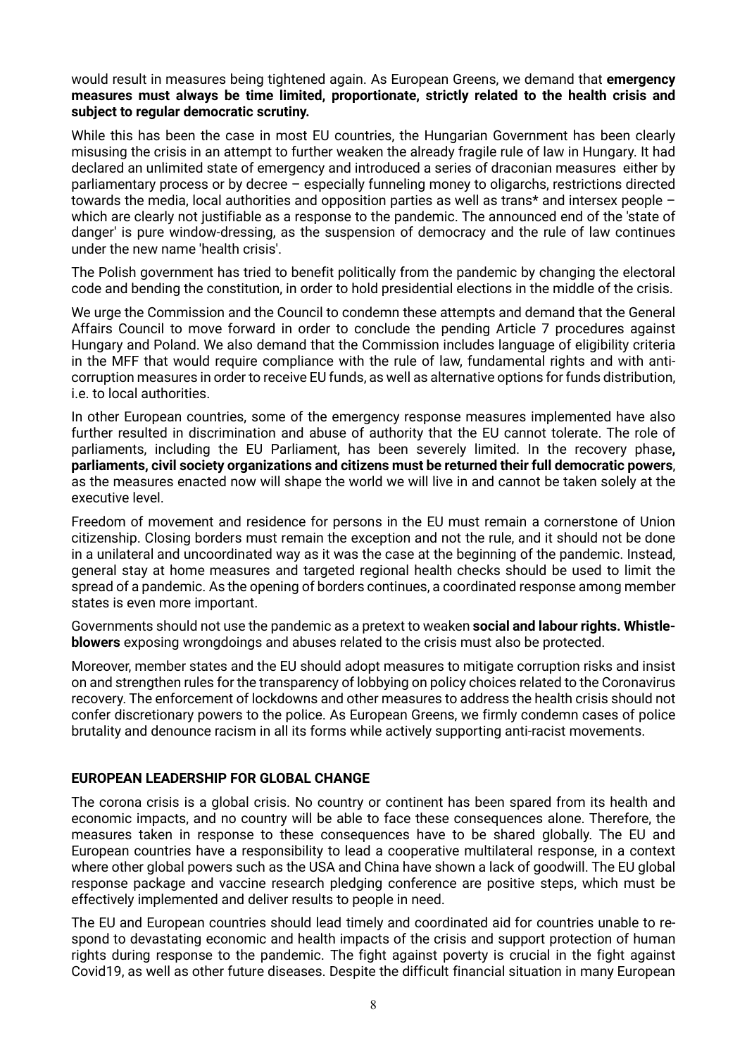would result in measures being tightened again. As European Greens, we demand that **emergency measures must always be time limited, proportionate, strictly related to the health crisis and subject to regular democratic scrutiny.**

While this has been the case in most EU countries, the Hungarian Government has been clearly misusing the crisis in an attempt to further weaken the already fragile rule of law in Hungary. It had declared an unlimited state of emergency and introduced a series of draconian measures either by parliamentary process or by decree – especially funneling money to oligarchs, restrictions directed towards the media, local authorities and opposition parties as well as trans* and intersex people – which are clearly not justifiable as a response to the pandemic. The announced end of the 'state of danger' is pure window-dressing, as the suspension of democracy and the rule of law continues under the new name 'health crisis'.

The Polish government has tried to benefit politically from the pandemic by changing the electoral code and bending the constitution, in order to hold presidential elections in the middle of the crisis.

We urge the Commission and the Council to condemn these attempts and demand that the General Affairs Council to move forward in order to conclude the pending Article 7 procedures against Hungary and Poland. We also demand that the Commission includes language of eligibility criteria in the MFF that would require compliance with the rule of law, fundamental rights and with anti-corruption measures in order to receive EU funds, as well as alternative options for funds distribution, i.e. to local authorities.

In other European countries, some of the emergency response measures implemented have also further resulted in discrimination and abuse of authority that the EU cannot tolerate. The role of parliaments, including the EU Parliament, has been severely limited. In the recovery phase**, parliaments, civil society organizations and citizens must be returned their full democratic powers**, as the measures enacted now will shape the world we will live in and cannot be taken solely at the executive level.

Freedom of movement and residence for persons in the EU must remain a cornerstone of Union citizenship. Closing borders must remain the exception and not the rule, and it should not be done in a unilateral and uncoordinated way as it was the case at the beginning of the pandemic. Instead, general stay at home measures and targeted regional health checks should be used to limit the spread of a pandemic. As the opening of borders continues, a coordinated response among member states is even more important.

Governments should not use the pandemic as a pretext to weaken **social and labour rights. Whistle-blowers** exposing wrongdoings and abuses related to the crisis must also be protected.

Moreover, member states and the EU should adopt measures to mitigate corruption risks and insist on and strengthen rules for the transparency of lobbying on policy choices related to the Coronavirus recovery. The enforcement of lockdowns and other measures to address the health crisis should not confer discretionary powers to the police. As European Greens, we firmly condemn cases of police brutality and denounce racism in all its forms while actively supporting anti-racist movements.

**EUROPEAN LEADERSHIP FOR GLOBAL CHANGE**

The corona crisis is a global crisis. No country or continent has been spared from its health and economic impacts, and no country will be able to face these consequences alone. Therefore, the measures taken in response to these consequences have to be shared globally. The EU and European countries have a responsibility to lead a cooperative multilateral response, in a context where other global powers such as the USA and China have shown a lack of goodwill. The EU global response package and vaccine research pledging conference are positive steps, which must be effectively implemented and deliver results to people in need.

The EU and European countries should lead timely and coordinated aid for countries unable to respond to devastating economic and health impacts of the crisis and support protection of human rights during response to the pandemic. The fight against poverty is crucial in the fight against Covid19, as well as other future diseases. Despite the difficult financial situation in many European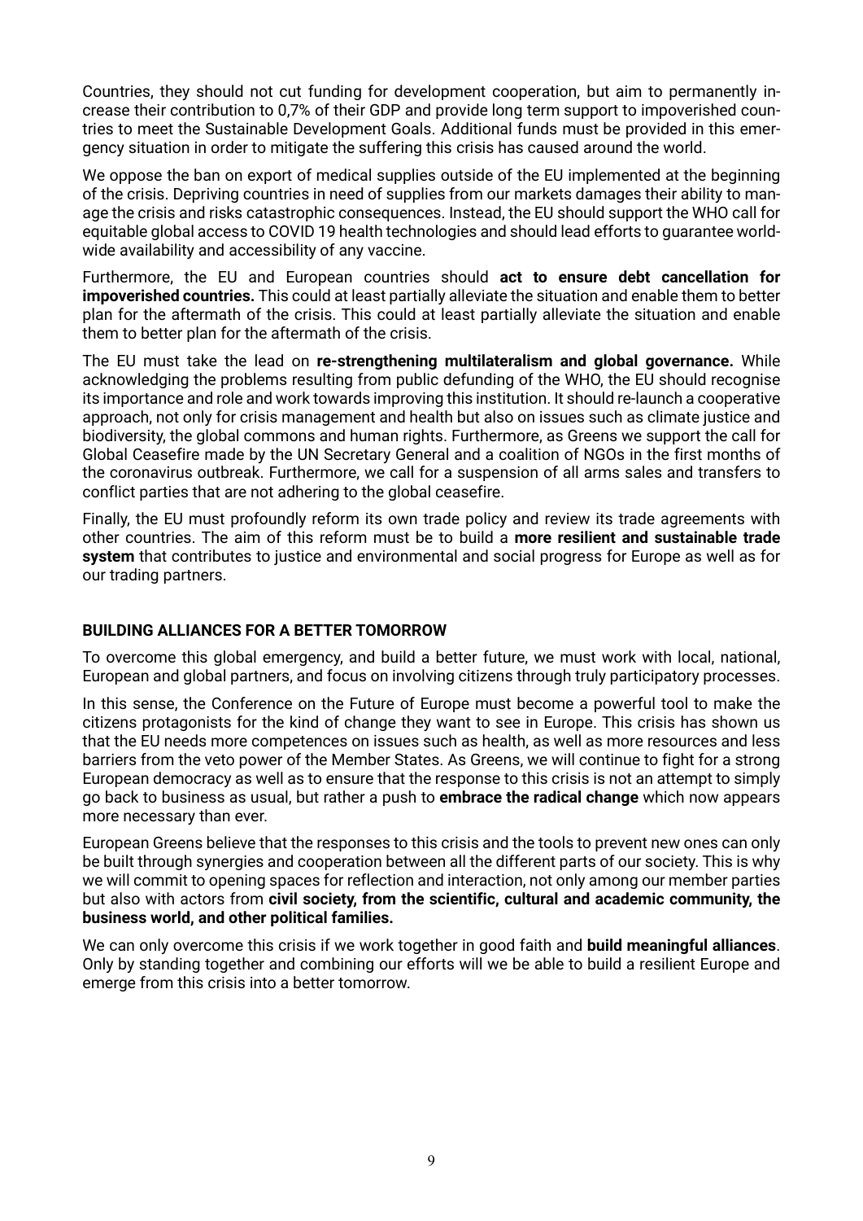Countries, they should not cut funding for development cooperation, but aim to permanently increase their contribution to 0,7% of their GDP and provide long term support to impoverished countries to meet the Sustainable Development Goals. Additional funds must be provided in this emergency situation in order to mitigate the suffering this crisis has caused around the world.

We oppose the ban on export of medical supplies outside of the EU implemented at the beginning of the crisis. Depriving countries in need of supplies from our markets damages their ability to manage the crisis and risks catastrophic consequences. Instead, the EU should support the WHO call for equitable global access to COVID 19 health technologies and should lead efforts to guarantee worldwide availability and accessibility of any vaccine.

Furthermore, the EU and European countries should **act to ensure debt cancellation for impoverished countries.** This could at least partially alleviate the situation and enable them to better plan for the aftermath of the crisis. This could at least partially alleviate the situation and enable them to better plan for the aftermath of the crisis.

The EU must take the lead on **re-strengthening multilateralism and global governance.** While acknowledging the problems resulting from public defunding of the WHO, the EU should recognise its importance and role and work towards improving this institution. It should re-launch a cooperative approach, not only for crisis management and health but also on issues such as climate justice and biodiversity, the global commons and human rights. Furthermore, as Greens we support the call for Global Ceasefire made by the UN Secretary General and a coalition of NGOs in the first months of the coronavirus outbreak. Furthermore, we call for a suspension of all arms sales and transfers to conflict parties that are not adhering to the global ceasefire.

Finally, the EU must profoundly reform its own trade policy and review its trade agreements with other countries. The aim of this reform must be to build a **more resilient and sustainable trade system** that contributes to justice and environmental and social progress for Europe as well as for our trading partners.

## BUILDING ALLIANCES FOR A BETTER TOMORROW

To overcome this global emergency, and build a better future, we must work with local, national, European and global partners, and focus on involving citizens through truly participatory processes.

In this sense, the Conference on the Future of Europe must become a powerful tool to make the citizens protagonists for the kind of change they want to see in Europe. This crisis has shown us that the EU needs more competences on issues such as health, as well as more resources and less barriers from the veto power of the Member States. As Greens, we will continue to fight for a strong European democracy as well as to ensure that the response to this crisis is not an attempt to simply go back to business as usual, but rather a push to **embrace the radical change** which now appears more necessary than ever.

European Greens believe that the responses to this crisis and the tools to prevent new ones can only be built through synergies and cooperation between all the different parts of our society. This is why we will commit to opening spaces for reflection and interaction, not only among our member parties but also with actors from **civil society, from the scientific, cultural and academic community, the business world, and other political families.**

We can only overcome this crisis if we work together in good faith and **build meaningful alliances**. Only by standing together and combining our efforts will we be able to build a resilient Europe and emerge from this crisis into a better tomorrow.